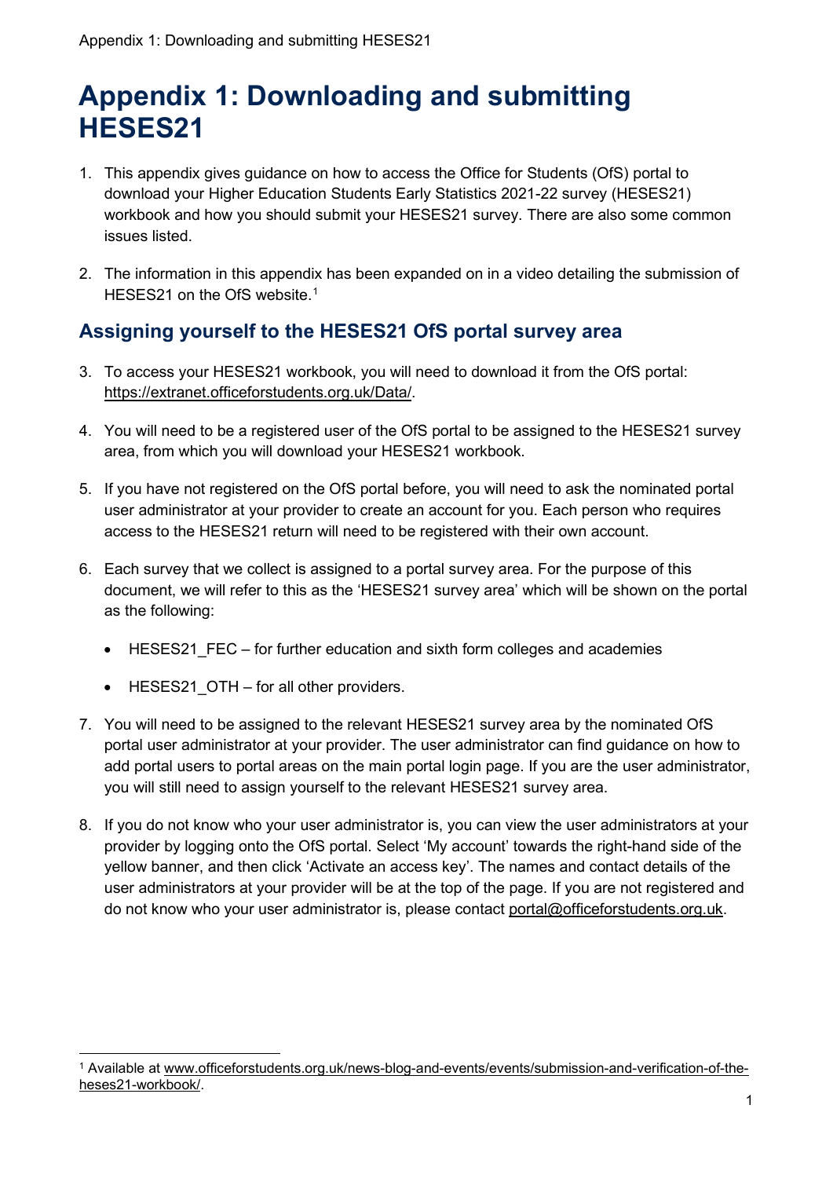# Appendix 1: Downloading and submitting HESES21

1. This appendix gives guidance on how to access the Office for Students (OfS) portal to download your Higher Education Students Early Statistics 2021-22 survey (HESES21) workbook and how you should submit your HESES21 survey. There are also some common issues listed.

2. The information in this appendix has been expanded on in a video detailing the submission of HESES21 on the OfS website.[1]

## Assigning yourself to the HESES21 OfS portal survey area

3. To access your HESES21 workbook, you will need to download it from the OfS portal: https://extranet.officeforstudents.org.uk/Data/.

4. You will need to be a registered user of the OfS portal to be assigned to the HESES21 survey area, from which you will download your HESES21 workbook.

5. If you have not registered on the OfS portal before, you will need to ask the nominated portal user administrator at your provider to create an account for you. Each person who requires access to the HESES21 return will need to be registered with their own account.

6. Each survey that we collect is assigned to a portal survey area. For the purpose of this document, we will refer to this as the 'HESES21 survey area' which will be shown on the portal as the following:

   - HESES21_FEC – for further education and sixth form colleges and academies

   - HESES21_OTH – for all other providers.

7. You will need to be assigned to the relevant HESES21 survey area by the nominated OfS portal user administrator at your provider. The user administrator can find guidance on how to add portal users to portal areas on the main portal login page. If you are the user administrator, you will still need to assign yourself to the relevant HESES21 survey area.

8. If you do not know who your user administrator is, you can view the user administrators at your provider by logging onto the OfS portal. Select 'My account' towards the right-hand side of the yellow banner, and then click 'Activate an access key'. The names and contact details of the user administrators at your provider will be at the top of the page. If you are not registered and do not know who your user administrator is, please contact portal@officeforstudents.org.uk.

---

[1] Available at www.officeforstudents.org.uk/news-blog-and-events/events/submission-and-verification-of-the-heses21-workbook/.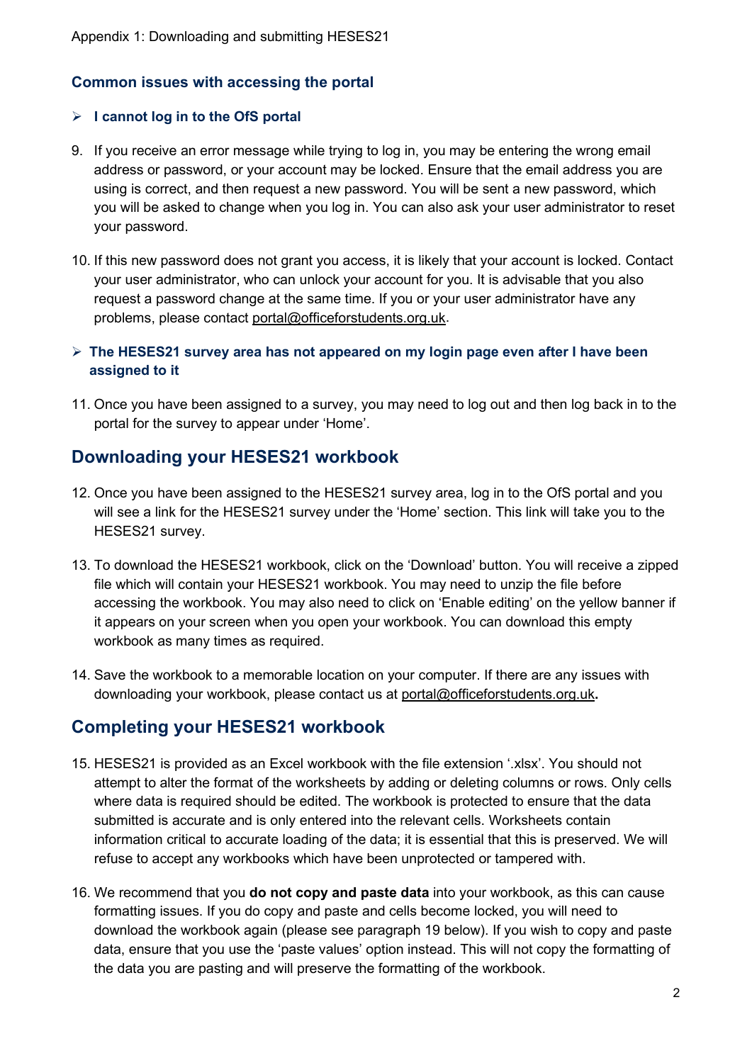### Common issues with accessing the portal

#### ➢ I cannot log in to the OfS portal

9. If you receive an error message while trying to log in, you may be entering the wrong email address or password, or your account may be locked. Ensure that the email address you are using is correct, and then request a new password. You will be sent a new password, which you will be asked to change when you log in. You can also ask your user administrator to reset your password.

10. If this new password does not grant you access, it is likely that your account is locked. Contact your user administrator, who can unlock your account for you. It is advisable that you also request a password change at the same time. If you or your user administrator have any problems, please contact portal@officeforstudents.org.uk.

#### ➢ The HESES21 survey area has not appeared on my login page even after I have been assigned to it

11. Once you have been assigned to a survey, you may need to log out and then log back in to the portal for the survey to appear under 'Home'.

## Downloading your HESES21 workbook

12. Once you have been assigned to the HESES21 survey area, log in to the OfS portal and you will see a link for the HESES21 survey under the 'Home' section. This link will take you to the HESES21 survey.

13. To download the HESES21 workbook, click on the 'Download' button. You will receive a zipped file which will contain your HESES21 workbook. You may need to unzip the file before accessing the workbook. You may also need to click on 'Enable editing' on the yellow banner if it appears on your screen when you open your workbook. You can download this empty workbook as many times as required.

14. Save the workbook to a memorable location on your computer. If there are any issues with downloading your workbook, please contact us at portal@officeforstudents.org.uk**.**

## Completing your HESES21 workbook

15. HESES21 is provided as an Excel workbook with the file extension '.xlsx'. You should not attempt to alter the format of the worksheets by adding or deleting columns or rows. Only cells where data is required should be edited. The workbook is protected to ensure that the data submitted is accurate and is only entered into the relevant cells. Worksheets contain information critical to accurate loading of the data; it is essential that this is preserved. We will refuse to accept any workbooks which have been unprotected or tampered with.

16. We recommend that you **do not copy and paste data** into your workbook, as this can cause formatting issues. If you do copy and paste and cells become locked, you will need to download the workbook again (please see paragraph 19 below). If you wish to copy and paste data, ensure that you use the 'paste values' option instead. This will not copy the formatting of the data you are pasting and will preserve the formatting of the workbook.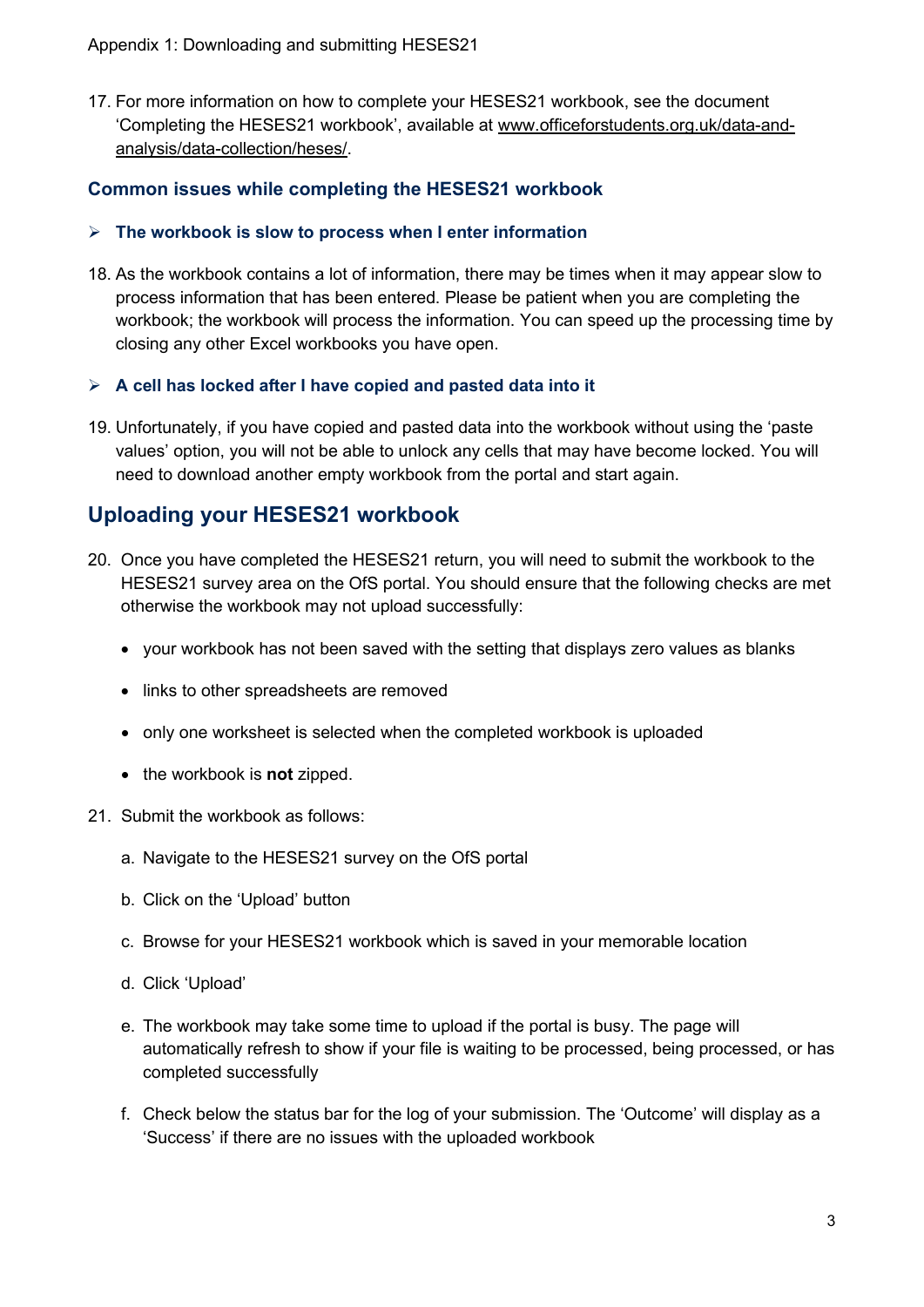17. For more information on how to complete your HESES21 workbook, see the document 'Completing the HESES21 workbook', available at www.officeforstudents.org.uk/data-and-analysis/data-collection/heses/.

### Common issues while completing the HESES21 workbook

#### ➢ The workbook is slow to process when I enter information

18. As the workbook contains a lot of information, there may be times when it may appear slow to process information that has been entered. Please be patient when you are completing the workbook; the workbook will process the information. You can speed up the processing time by closing any other Excel workbooks you have open.

#### ➢ A cell has locked after I have copied and pasted data into it

19. Unfortunately, if you have copied and pasted data into the workbook without using the 'paste values' option, you will not be able to unlock any cells that may have become locked. You will need to download another empty workbook from the portal and start again.

## Uploading your HESES21 workbook

20. Once you have completed the HESES21 return, you will need to submit the workbook to the HESES21 survey area on the OfS portal. You should ensure that the following checks are met otherwise the workbook may not upload successfully:

    - your workbook has not been saved with the setting that displays zero values as blanks
    - links to other spreadsheets are removed
    - only one worksheet is selected when the completed workbook is uploaded
    - the workbook is **not** zipped.

21. Submit the workbook as follows:

    a. Navigate to the HESES21 survey on the OfS portal

    b. Click on the 'Upload' button

    c. Browse for your HESES21 workbook which is saved in your memorable location

    d. Click 'Upload'

    e. The workbook may take some time to upload if the portal is busy. The page will automatically refresh to show if your file is waiting to be processed, being processed, or has completed successfully

    f. Check below the status bar for the log of your submission. The 'Outcome' will display as a 'Success' if there are no issues with the uploaded workbook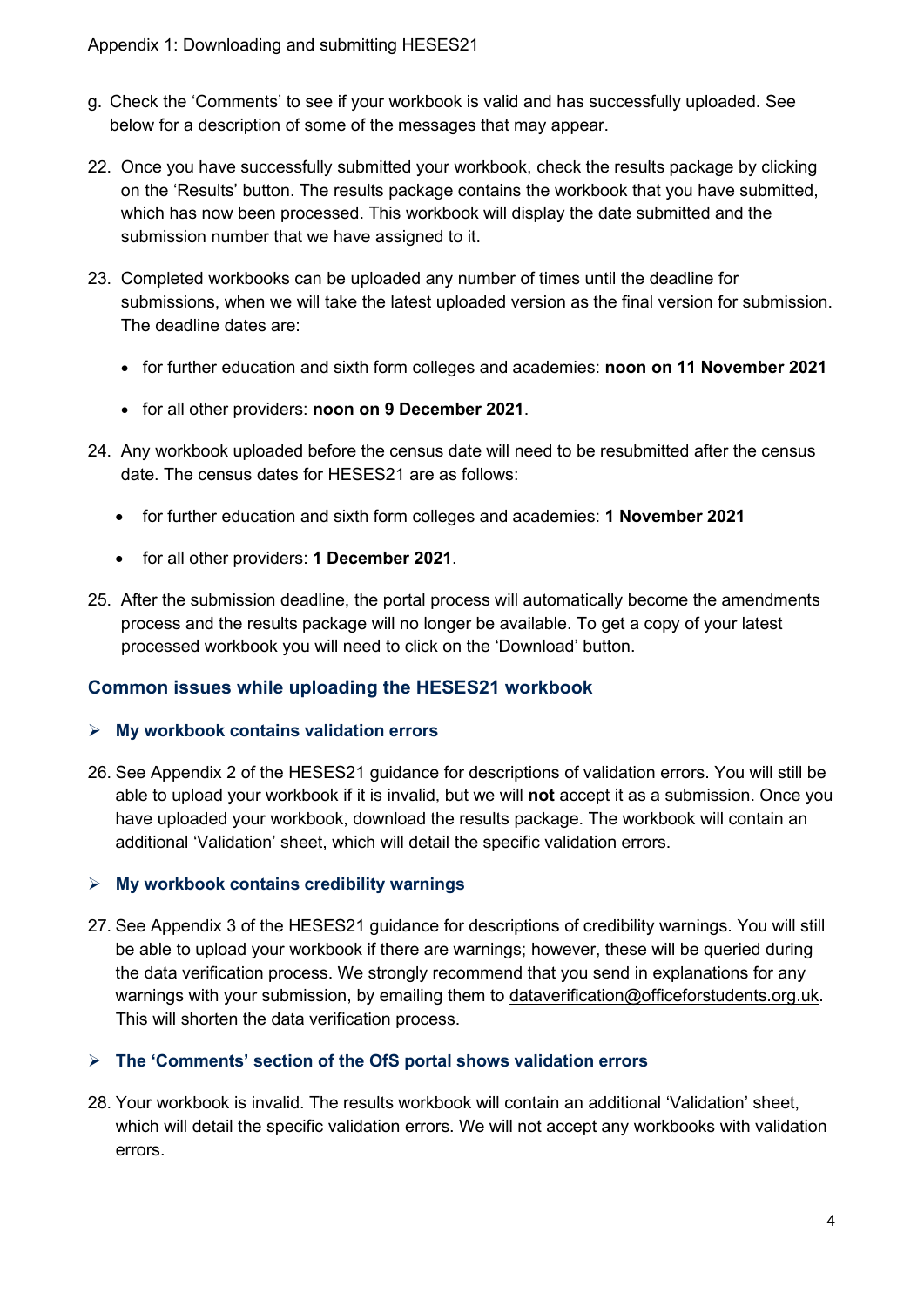g. Check the 'Comments' to see if your workbook is valid and has successfully uploaded. See below for a description of some of the messages that may appear.

22. Once you have successfully submitted your workbook, check the results package by clicking on the 'Results' button. The results package contains the workbook that you have submitted, which has now been processed. This workbook will display the date submitted and the submission number that we have assigned to it.

23. Completed workbooks can be uploaded any number of times until the deadline for submissions, when we will take the latest uploaded version as the final version for submission. The deadline dates are:

    - for further education and sixth form colleges and academies: **noon on 11 November 2021**
    - for all other providers: **noon on 9 December 2021**.

24. Any workbook uploaded before the census date will need to be resubmitted after the census date. The census dates for HESES21 are as follows:

    - for further education and sixth form colleges and academies: **1 November 2021**
    - for all other providers: **1 December 2021**.

25. After the submission deadline, the portal process will automatically become the amendments process and the results package will no longer be available. To get a copy of your latest processed workbook you will need to click on the 'Download' button.

## Common issues while uploading the HESES21 workbook

### My workbook contains validation errors

26. See Appendix 2 of the HESES21 guidance for descriptions of validation errors. You will still be able to upload your workbook if it is invalid, but we will **not** accept it as a submission. Once you have uploaded your workbook, download the results package. The workbook will contain an additional 'Validation' sheet, which will detail the specific validation errors.

### My workbook contains credibility warnings

27. See Appendix 3 of the HESES21 guidance for descriptions of credibility warnings. You will still be able to upload your workbook if there are warnings; however, these will be queried during the data verification process. We strongly recommend that you send in explanations for any warnings with your submission, by emailing them to dataverification@officeforstudents.org.uk. This will shorten the data verification process.

### The 'Comments' section of the OfS portal shows validation errors

28. Your workbook is invalid. The results workbook will contain an additional 'Validation' sheet, which will detail the specific validation errors. We will not accept any workbooks with validation errors.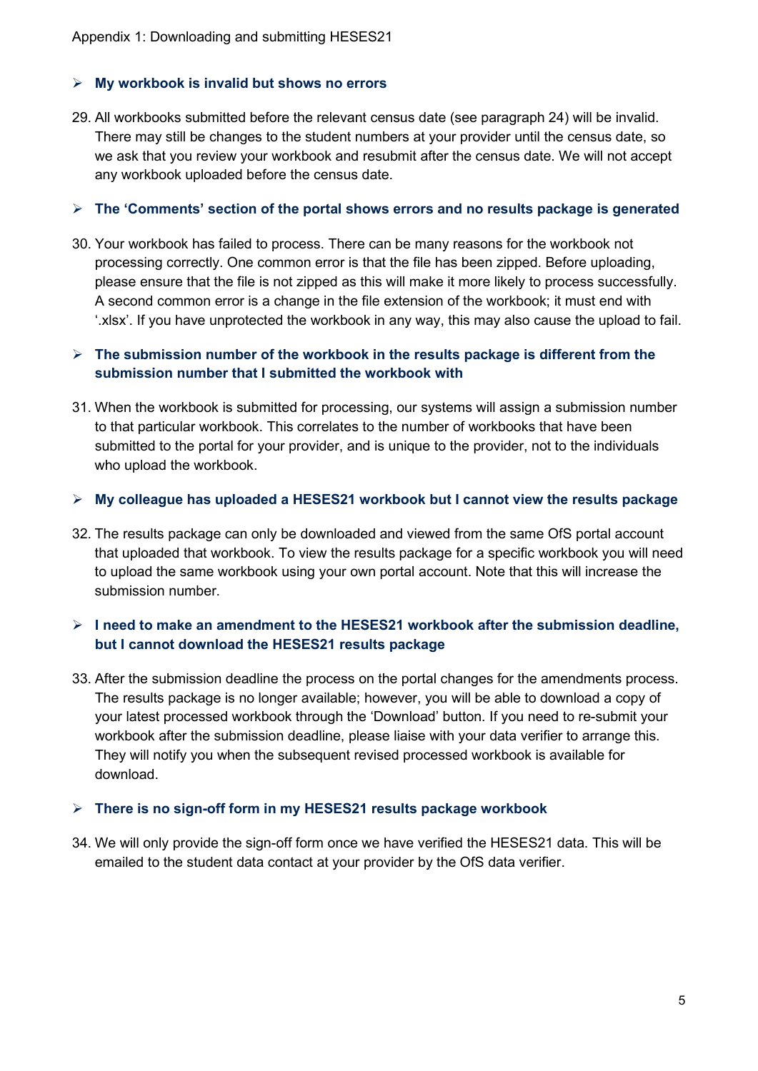- **My workbook is invalid but shows no errors**

29. All workbooks submitted before the relevant census date (see paragraph 24) will be invalid. There may still be changes to the student numbers at your provider until the census date, so we ask that you review your workbook and resubmit after the census date. We will not accept any workbook uploaded before the census date.

- **The 'Comments' section of the portal shows errors and no results package is generated**

30. Your workbook has failed to process. There can be many reasons for the workbook not processing correctly. One common error is that the file has been zipped. Before uploading, please ensure that the file is not zipped as this will make it more likely to process successfully. A second common error is a change in the file extension of the workbook; it must end with '.xlsx'. If you have unprotected the workbook in any way, this may also cause the upload to fail.

- **The submission number of the workbook in the results package is different from the submission number that I submitted the workbook with**

31. When the workbook is submitted for processing, our systems will assign a submission number to that particular workbook. This correlates to the number of workbooks that have been submitted to the portal for your provider, and is unique to the provider, not to the individuals who upload the workbook.

- **My colleague has uploaded a HESES21 workbook but I cannot view the results package**

32. The results package can only be downloaded and viewed from the same OfS portal account that uploaded that workbook. To view the results package for a specific workbook you will need to upload the same workbook using your own portal account. Note that this will increase the submission number.

- **I need to make an amendment to the HESES21 workbook after the submission deadline, but I cannot download the HESES21 results package**

33. After the submission deadline the process on the portal changes for the amendments process. The results package is no longer available; however, you will be able to download a copy of your latest processed workbook through the 'Download' button. If you need to re-submit your workbook after the submission deadline, please liaise with your data verifier to arrange this. They will notify you when the subsequent revised processed workbook is available for download.

- **There is no sign-off form in my HESES21 results package workbook**

34. We will only provide the sign-off form once we have verified the HESES21 data. This will be emailed to the student data contact at your provider by the OfS data verifier.